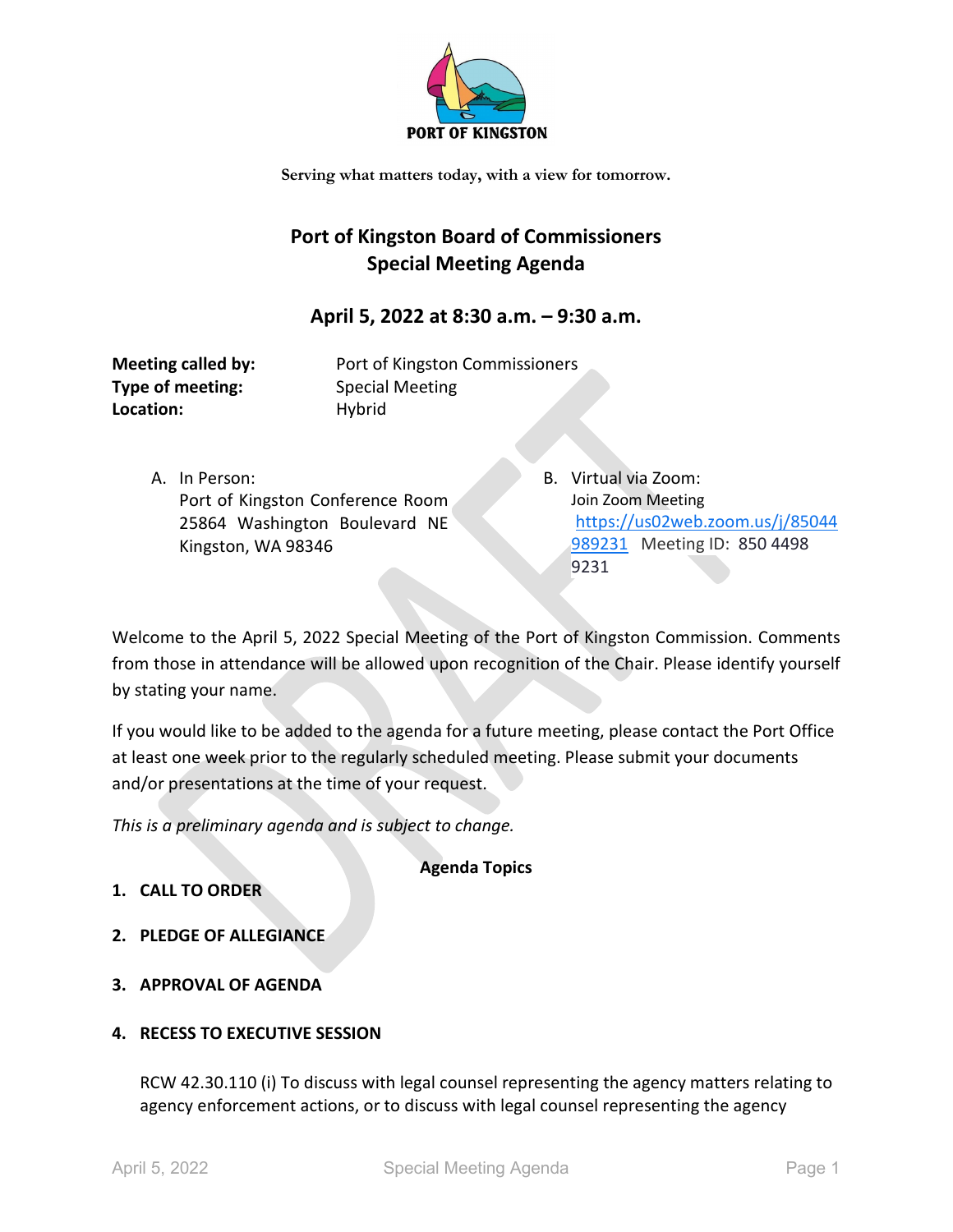PORT OF KINGSTON

Serving what matters today, with a view for tomorrow.

# Port of Kingston Board of Commissioners
# Special Meeting Agenda

## April 5, 2022 at 8:30 a.m. – 9:30 a.m.

**Meeting called by:** Port of Kingston Commissioners
**Type of meeting:** Special Meeting
**Location:** Hybrid

A. In Person:
Port of Kingston Conference Room
25864 Washington Boulevard NE
Kingston, WA 98346

B. Virtual via Zoom:
Join Zoom Meeting
https://us02web.zoom.us/j/85044989231 Meeting ID: 850 4498 9231

Welcome to the April 5, 2022 Special Meeting of the Port of Kingston Commission. Comments from those in attendance will be allowed upon recognition of the Chair. Please identify yourself by stating your name.

If you would like to be added to the agenda for a future meeting, please contact the Port Office at least one week prior to the regularly scheduled meeting. Please submit your documents and/or presentations at the time of your request.

*This is a preliminary agenda and is subject to change.*

**Agenda Topics**

1. **CALL TO ORDER**

2. **PLEDGE OF ALLEGIANCE**

3. **APPROVAL OF AGENDA**

4. **RECESS TO EXECUTIVE SESSION**

RCW 42.30.110 (i) To discuss with legal counsel representing the agency matters relating to agency enforcement actions, or to discuss with legal counsel representing the agency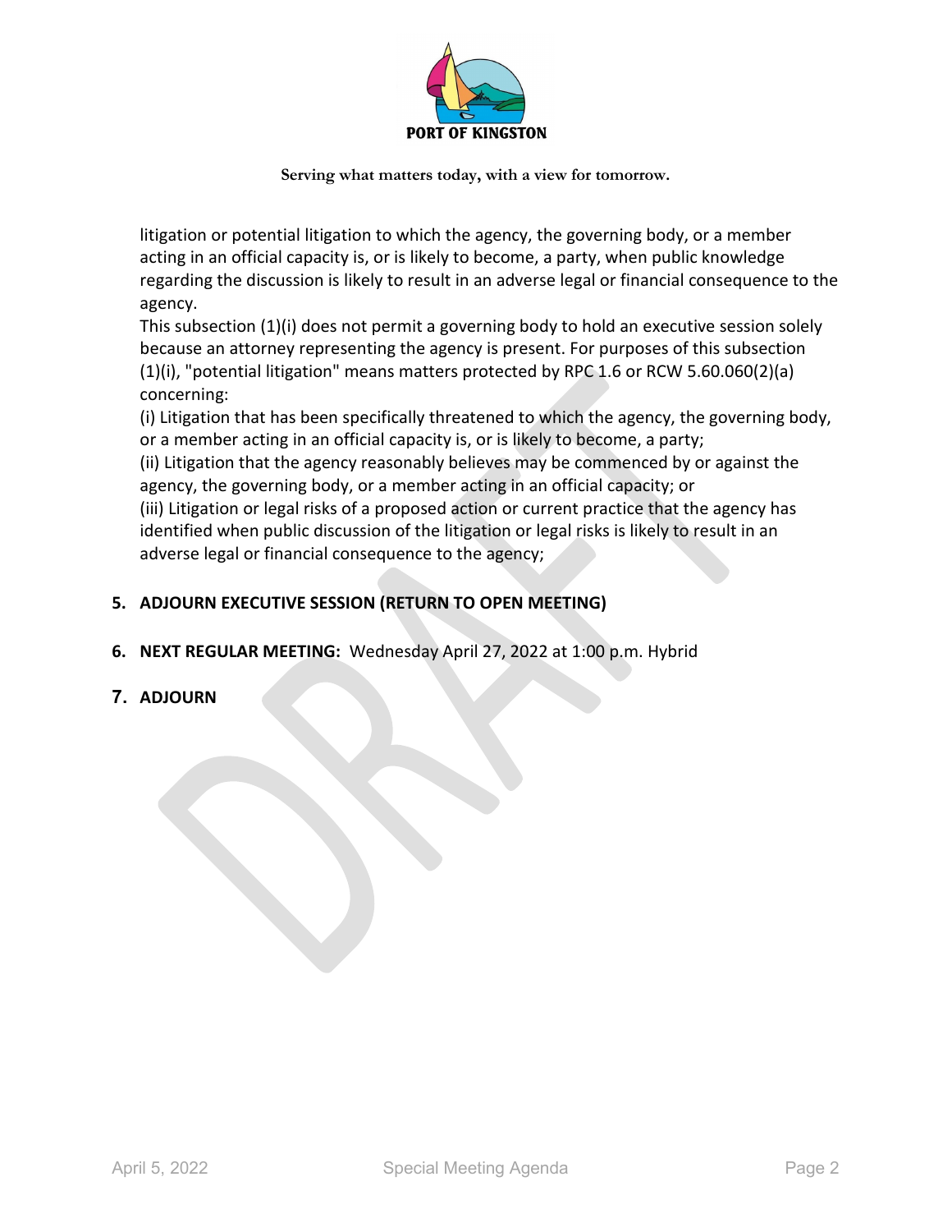litigation or potential litigation to which the agency, the governing body, or a member acting in an official capacity is, or is likely to become, a party, when public knowledge regarding the discussion is likely to result in an adverse legal or financial consequence to the agency.

This subsection (1)(i) does not permit a governing body to hold an executive session solely because an attorney representing the agency is present. For purposes of this subsection (1)(i), "potential litigation" means matters protected by RPC 1.6 or RCW 5.60.060(2)(a) concerning:

(i) Litigation that has been specifically threatened to which the agency, the governing body, or a member acting in an official capacity is, or is likely to become, a party;

(ii) Litigation that the agency reasonably believes may be commenced by or against the agency, the governing body, or a member acting in an official capacity; or

(iii) Litigation or legal risks of a proposed action or current practice that the agency has identified when public discussion of the litigation or legal risks is likely to result in an adverse legal or financial consequence to the agency;

5. **ADJOURN EXECUTIVE SESSION (RETURN TO OPEN MEETING)**

6. **NEXT REGULAR MEETING:** Wednesday April 27, 2022 at 1:00 p.m. Hybrid

7. **ADJOURN**